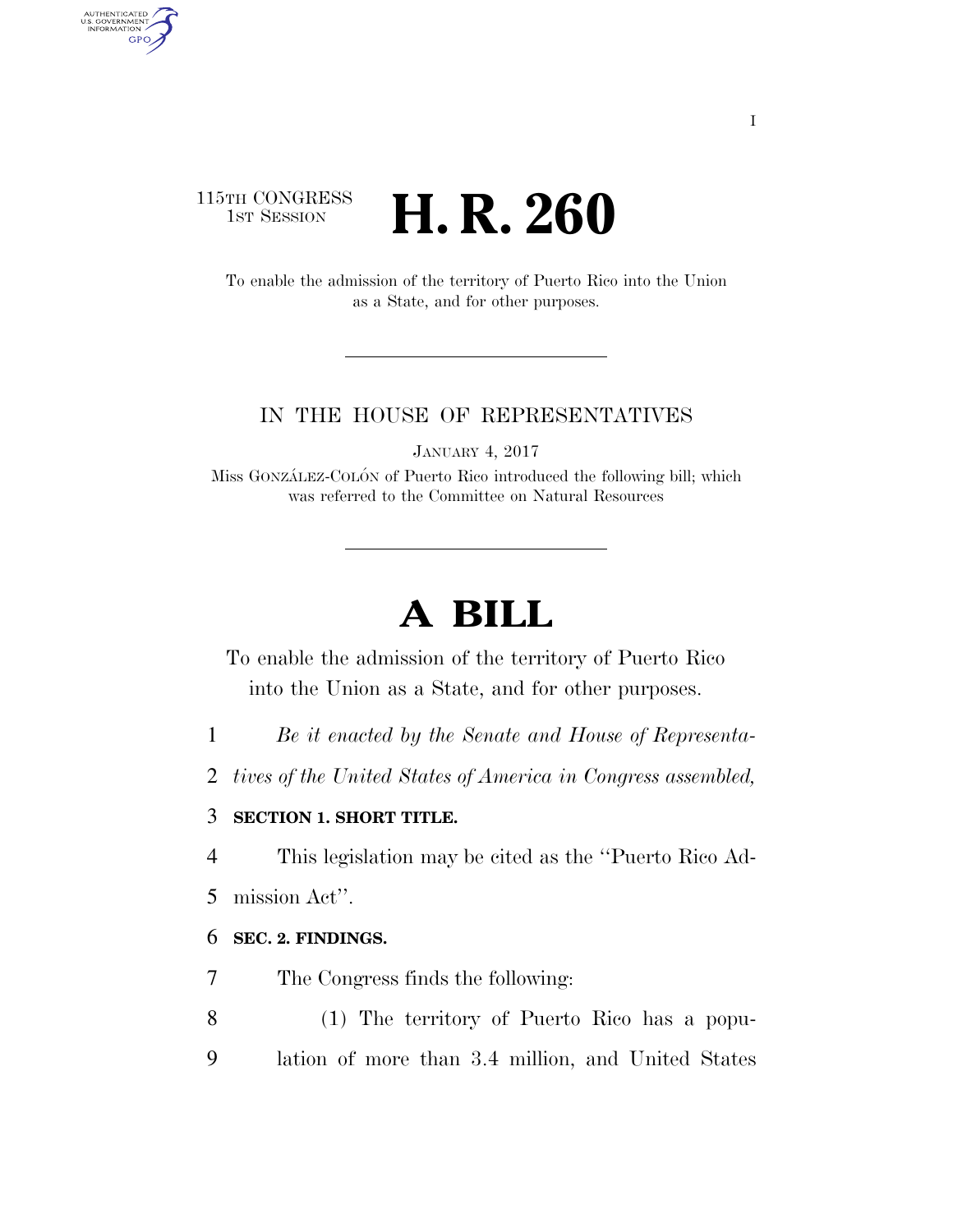115TH CONGRESS
1ST SESSION

# H. R. 260

To enable the admission of the territory of Puerto Rico into the Union as a State, and for other purposes.

IN THE HOUSE OF REPRESENTATIVES

JANUARY 4, 2017

Miss GONZÁLEZ-COLÓN of Puerto Rico introduced the following bill; which was referred to the Committee on Natural Resources

# A BILL

To enable the admission of the territory of Puerto Rico into the Union as a State, and for other purposes.

*Be it enacted by the Senate and House of Representatives of the United States of America in Congress assembled,*

**SECTION 1. SHORT TITLE.**

This legislation may be cited as the ''Puerto Rico Admission Act''.

**SEC. 2. FINDINGS.**

The Congress finds the following:

(1) The territory of Puerto Rico has a population of more than 3.4 million, and United States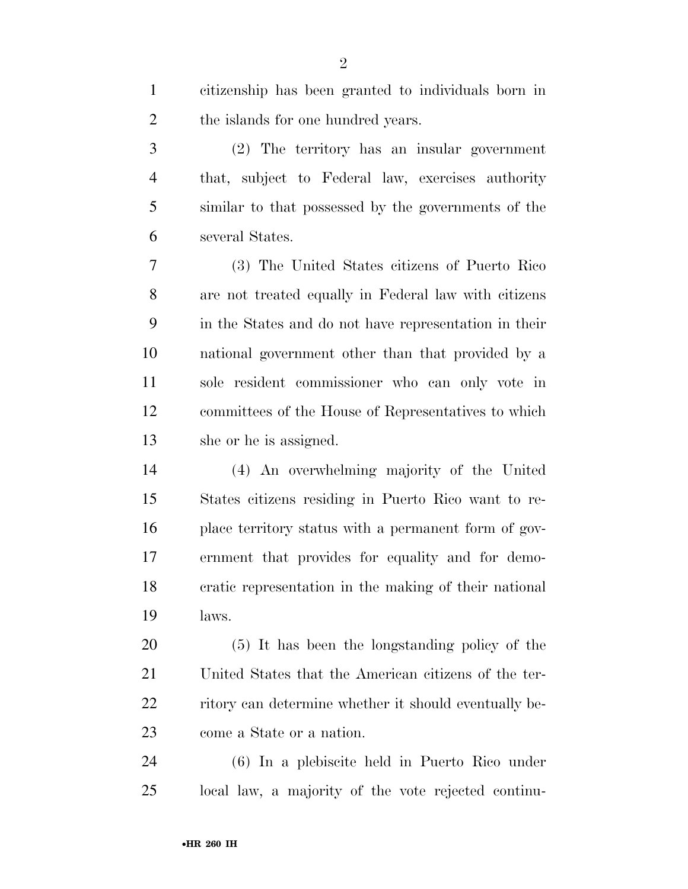citizenship has been granted to individuals born in the islands for one hundred years.

(2) The territory has an insular government that, subject to Federal law, exercises authority similar to that possessed by the governments of the several States.

(3) The United States citizens of Puerto Rico are not treated equally in Federal law with citizens in the States and do not have representation in their national government other than that provided by a sole resident commissioner who can only vote in committees of the House of Representatives to which she or he is assigned.

(4) An overwhelming majority of the United States citizens residing in Puerto Rico want to replace territory status with a permanent form of government that provides for equality and for democratic representation in the making of their national laws.

(5) It has been the longstanding policy of the United States that the American citizens of the territory can determine whether it should eventually become a State or a nation.

(6) In a plebiscite held in Puerto Rico under local law, a majority of the vote rejected continu-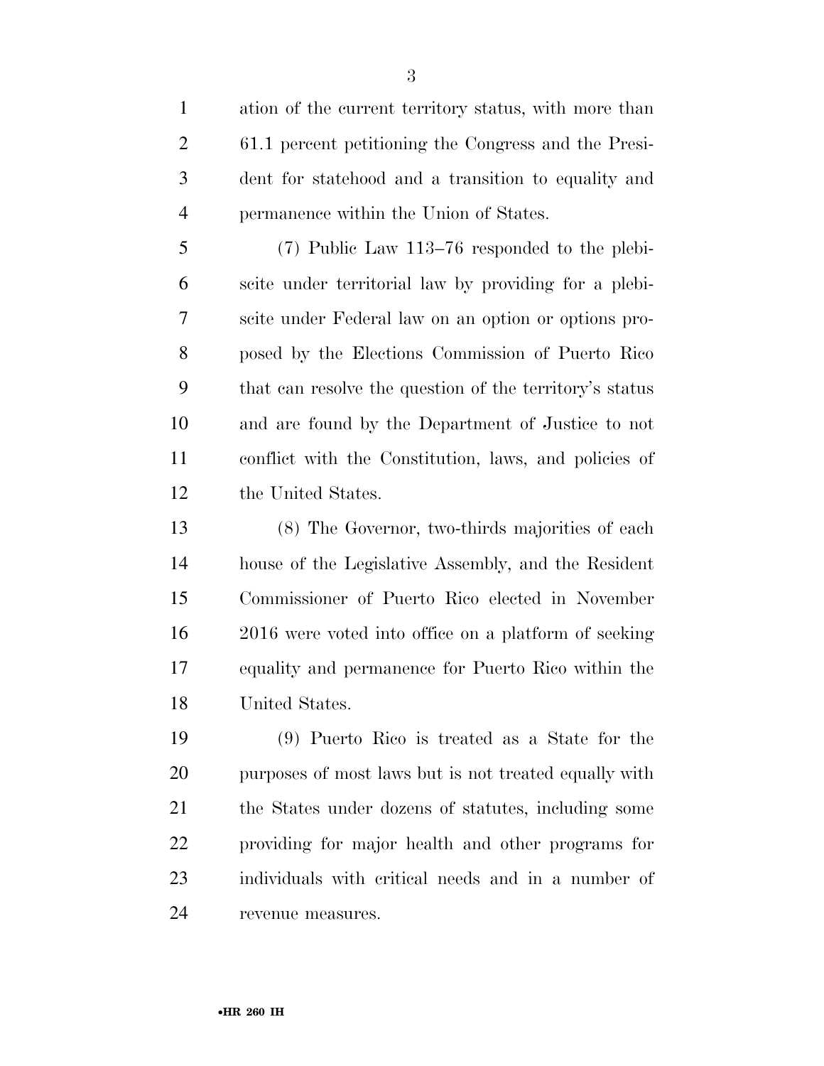ation of the current territory status, with more than 61.1 percent petitioning the Congress and the President for statehood and a transition to equality and permanence within the Union of States.

(7) Public Law 113–76 responded to the plebiscite under territorial law by providing for a plebiscite under Federal law on an option or options proposed by the Elections Commission of Puerto Rico that can resolve the question of the territory's status and are found by the Department of Justice to not conflict with the Constitution, laws, and policies of the United States.

(8) The Governor, two-thirds majorities of each house of the Legislative Assembly, and the Resident Commissioner of Puerto Rico elected in November 2016 were voted into office on a platform of seeking equality and permanence for Puerto Rico within the United States.

(9) Puerto Rico is treated as a State for the purposes of most laws but is not treated equally with the States under dozens of statutes, including some providing for major health and other programs for individuals with critical needs and in a number of revenue measures.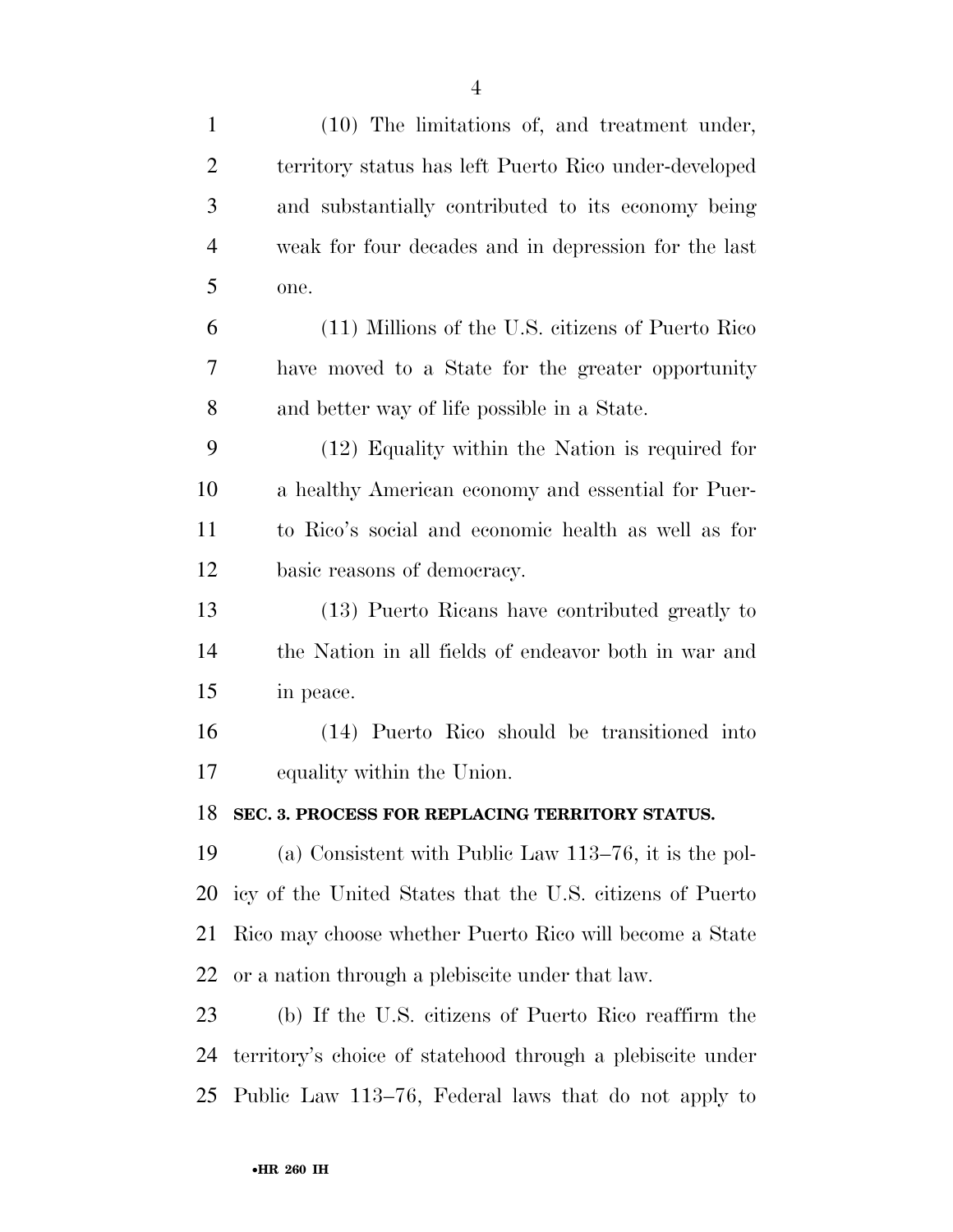(10) The limitations of, and treatment under, territory status has left Puerto Rico under-developed and substantially contributed to its economy being weak for four decades and in depression for the last one.

(11) Millions of the U.S. citizens of Puerto Rico have moved to a State for the greater opportunity and better way of life possible in a State.

(12) Equality within the Nation is required for a healthy American economy and essential for Puerto Rico's social and economic health as well as for basic reasons of democracy.

(13) Puerto Ricans have contributed greatly to the Nation in all fields of endeavor both in war and in peace.

(14) Puerto Rico should be transitioned into equality within the Union.

**SEC. 3. PROCESS FOR REPLACING TERRITORY STATUS.**

(a) Consistent with Public Law 113–76, it is the policy of the United States that the U.S. citizens of Puerto Rico may choose whether Puerto Rico will become a State or a nation through a plebiscite under that law.

(b) If the U.S. citizens of Puerto Rico reaffirm the territory's choice of statehood through a plebiscite under Public Law 113–76, Federal laws that do not apply to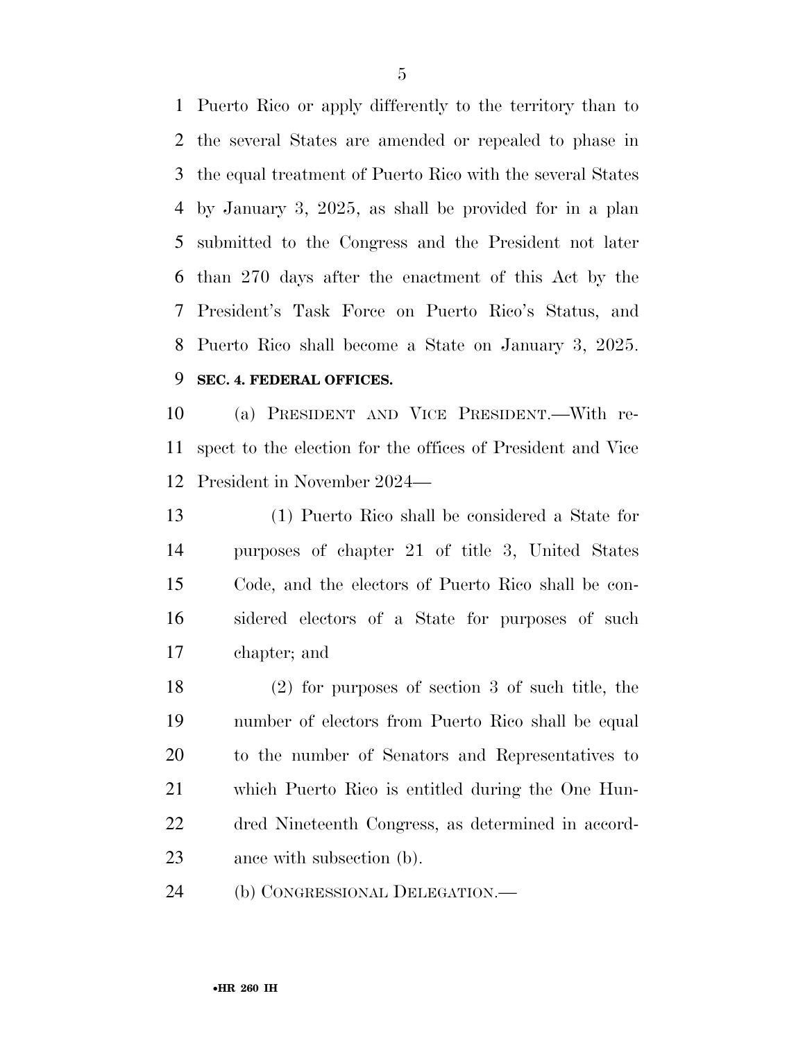Puerto Rico or apply differently to the territory than to the several States are amended or repealed to phase in the equal treatment of Puerto Rico with the several States by January 3, 2025, as shall be provided for in a plan submitted to the Congress and the President not later than 270 days after the enactment of this Act by the President's Task Force on Puerto Rico's Status, and Puerto Rico shall become a State on January 3, 2025.

**SEC. 4. FEDERAL OFFICES.**

(a) PRESIDENT AND VICE PRESIDENT.—With respect to the election for the offices of President and Vice President in November 2024—

(1) Puerto Rico shall be considered a State for purposes of chapter 21 of title 3, United States Code, and the electors of Puerto Rico shall be considered electors of a State for purposes of such chapter; and

(2) for purposes of section 3 of such title, the number of electors from Puerto Rico shall be equal to the number of Senators and Representatives to which Puerto Rico is entitled during the One Hundred Nineteenth Congress, as determined in accordance with subsection (b).

(b) CONGRESSIONAL DELEGATION.—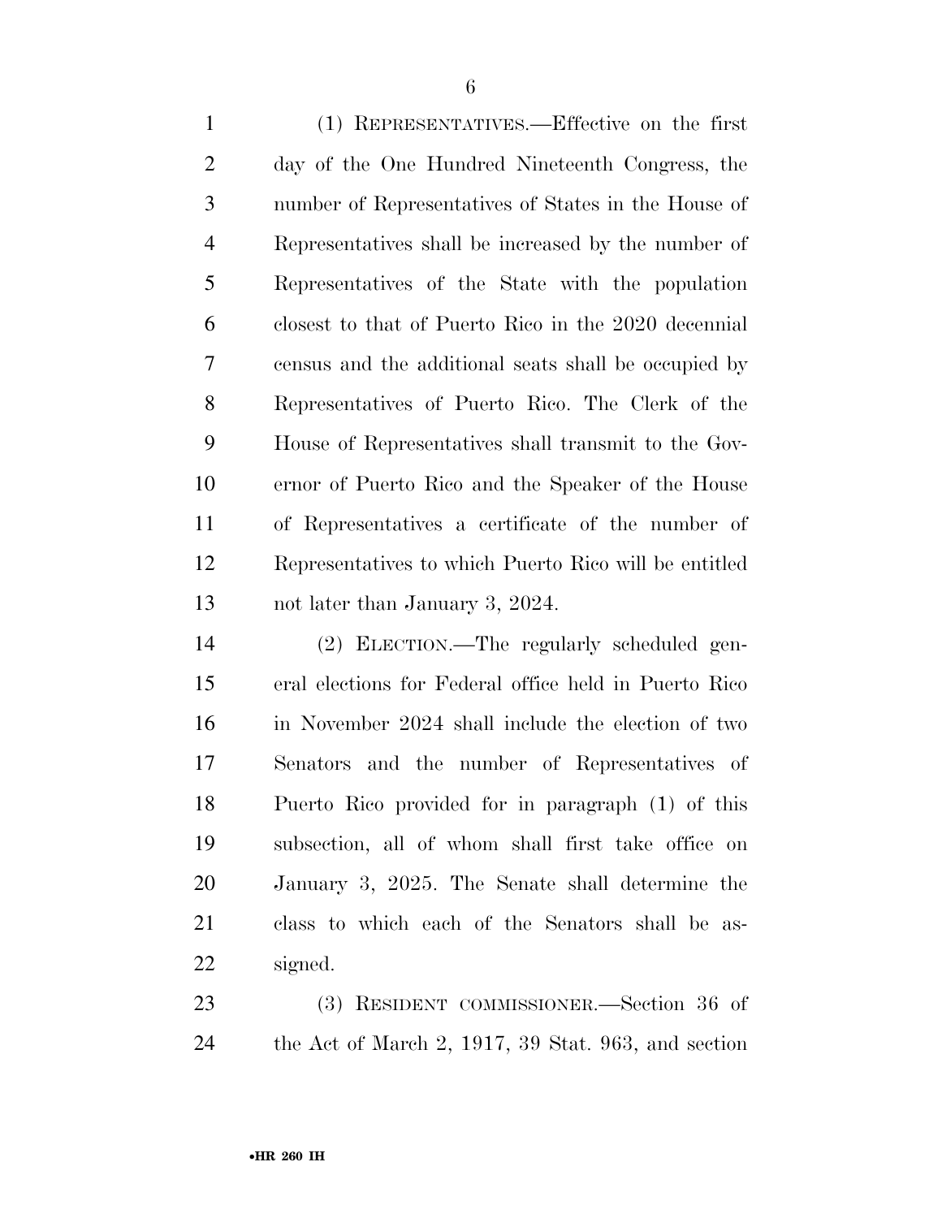(1) REPRESENTATIVES.—Effective on the first day of the One Hundred Nineteenth Congress, the number of Representatives of States in the House of Representatives shall be increased by the number of Representatives of the State with the population closest to that of Puerto Rico in the 2020 decennial census and the additional seats shall be occupied by Representatives of Puerto Rico. The Clerk of the House of Representatives shall transmit to the Governor of Puerto Rico and the Speaker of the House of Representatives a certificate of the number of Representatives to which Puerto Rico will be entitled not later than January 3, 2024.

(2) ELECTION.—The regularly scheduled general elections for Federal office held in Puerto Rico in November 2024 shall include the election of two Senators and the number of Representatives of Puerto Rico provided for in paragraph (1) of this subsection, all of whom shall first take office on January 3, 2025. The Senate shall determine the class to which each of the Senators shall be assigned.

(3) RESIDENT COMMISSIONER.—Section 36 of the Act of March 2, 1917, 39 Stat. 963, and section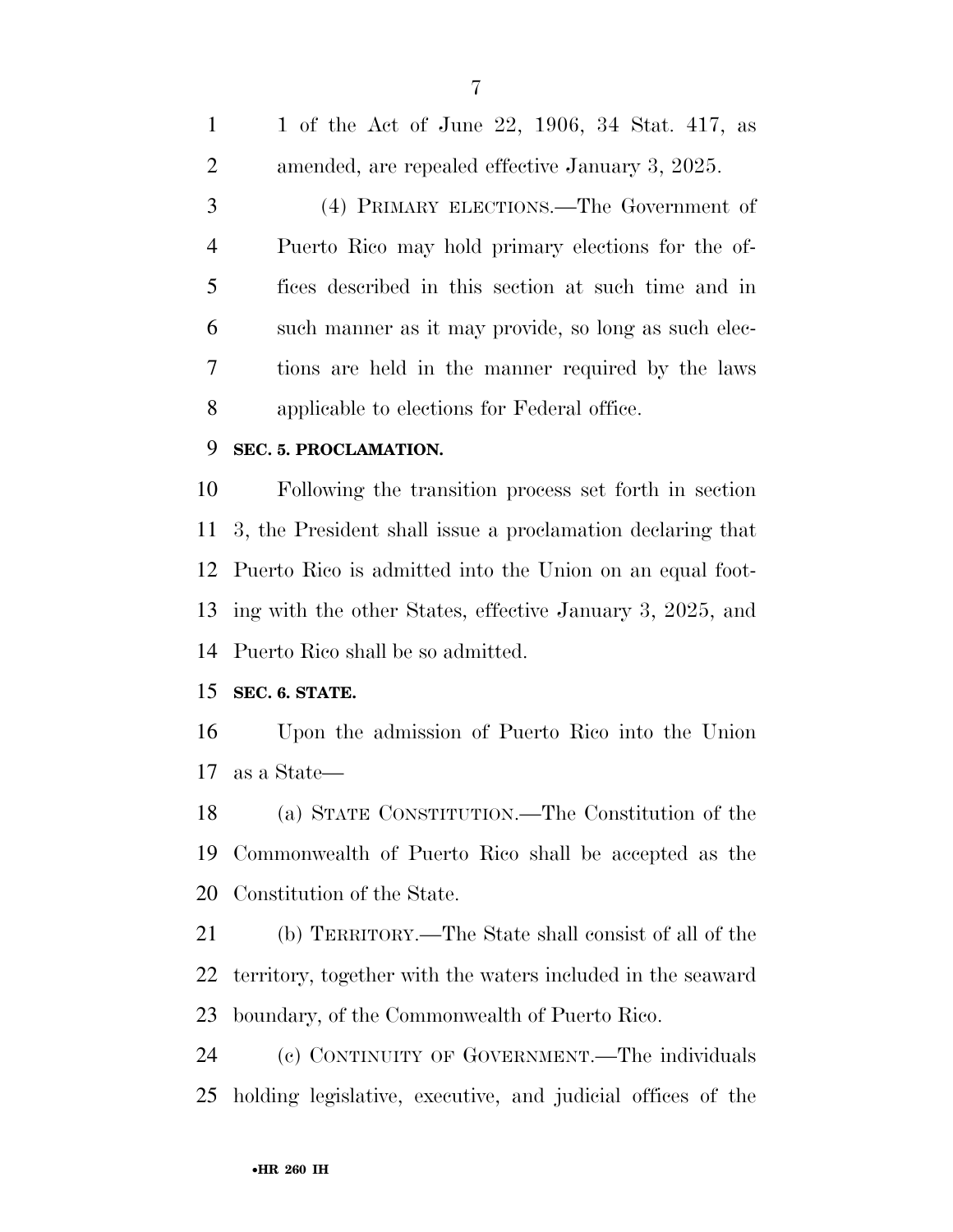1 of the Act of June 22, 1906, 34 Stat. 417, as amended, are repealed effective January 3, 2025.

(4) PRIMARY ELECTIONS.—The Government of Puerto Rico may hold primary elections for the offices described in this section at such time and in such manner as it may provide, so long as such elections are held in the manner required by the laws applicable to elections for Federal office.

**SEC. 5. PROCLAMATION.**

Following the transition process set forth in section 3, the President shall issue a proclamation declaring that Puerto Rico is admitted into the Union on an equal footing with the other States, effective January 3, 2025, and Puerto Rico shall be so admitted.

**SEC. 6. STATE.**

Upon the admission of Puerto Rico into the Union as a State—

(a) STATE CONSTITUTION.—The Constitution of the Commonwealth of Puerto Rico shall be accepted as the Constitution of the State.

(b) TERRITORY.—The State shall consist of all of the territory, together with the waters included in the seaward boundary, of the Commonwealth of Puerto Rico.

(c) CONTINUITY OF GOVERNMENT.—The individuals holding legislative, executive, and judicial offices of the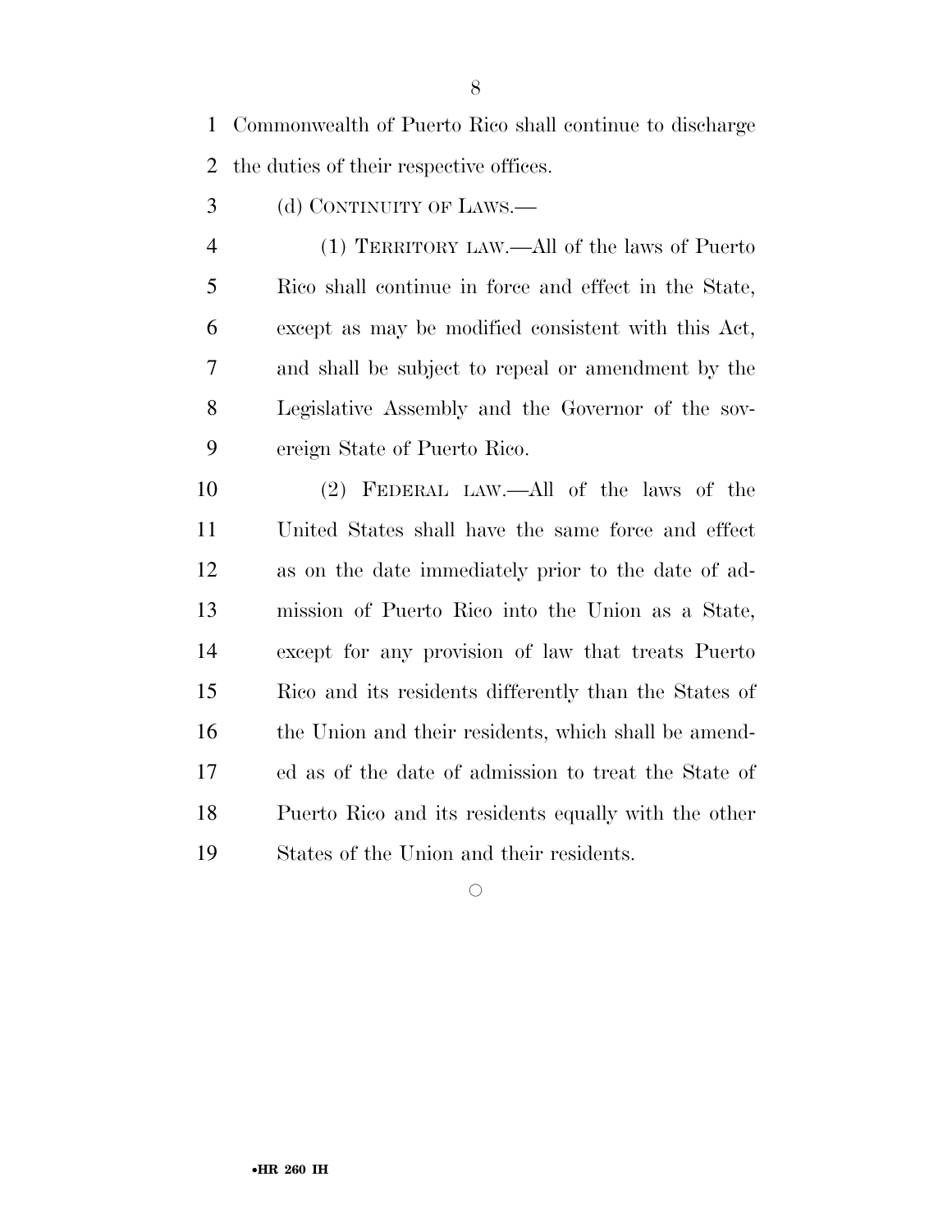Commonwealth of Puerto Rico shall continue to discharge the duties of their respective offices.

(d) CONTINUITY OF LAWS.—

(1) TERRITORY LAW.—All of the laws of Puerto Rico shall continue in force and effect in the State, except as may be modified consistent with this Act, and shall be subject to repeal or amendment by the Legislative Assembly and the Governor of the sovereign State of Puerto Rico.

(2) FEDERAL LAW.—All of the laws of the United States shall have the same force and effect as on the date immediately prior to the date of admission of Puerto Rico into the Union as a State, except for any provision of law that treats Puerto Rico and its residents differently than the States of the Union and their residents, which shall be amended as of the date of admission to treat the State of Puerto Rico and its residents equally with the other States of the Union and their residents.

○